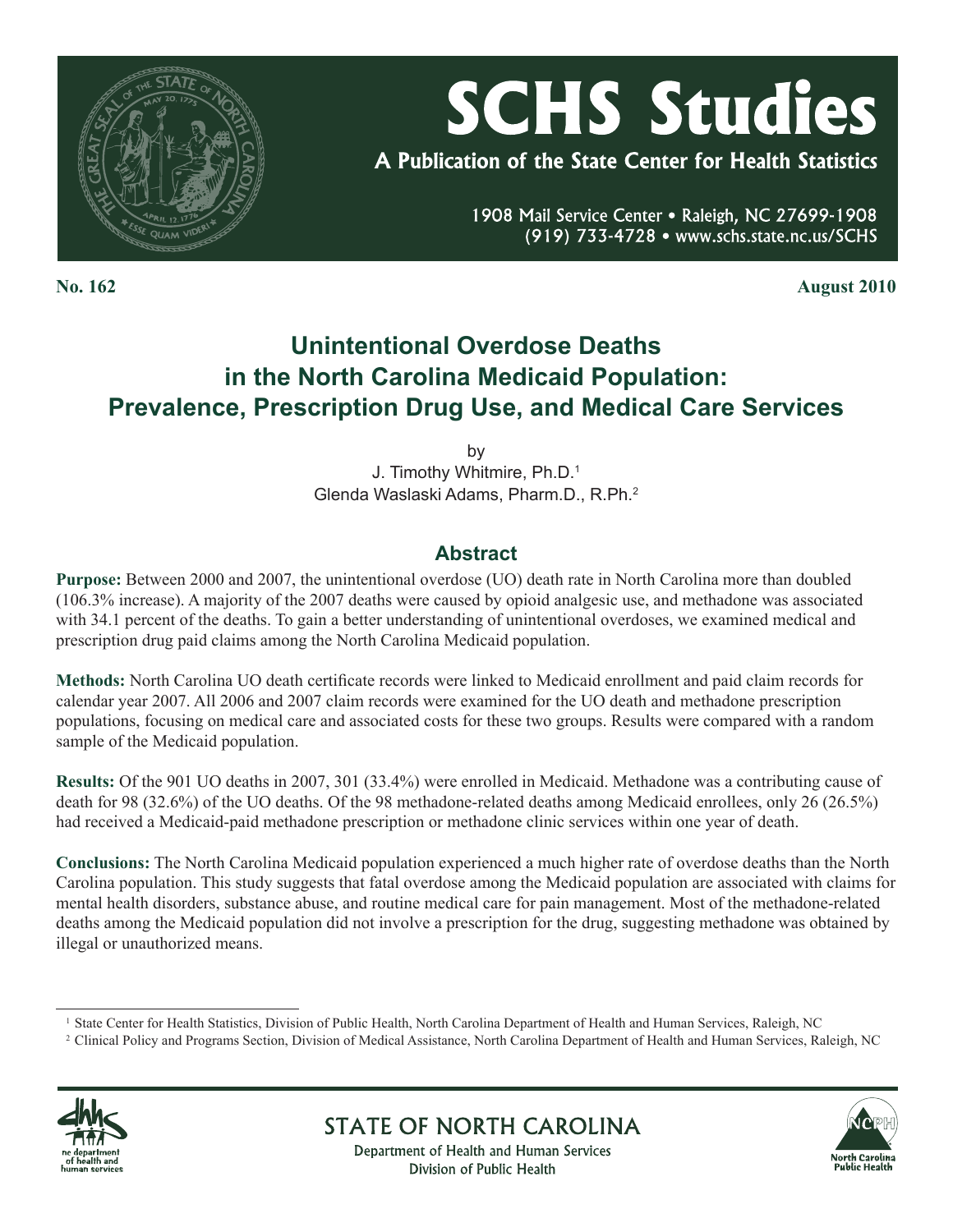# SCHS Studies

A Publication of the State Center for Health Statistics

1908 Mail Service Center • Raleigh, NC 27699-1908
(919) 733-4728 • www.schs.state.nc.us/SCHS

**No. 162** **August 2010**

## Unintentional Overdose Deaths in the North Carolina Medicaid Population: Prevalence, Prescription Drug Use, and Medical Care Services

by
J. Timothy Whitmire, Ph.D.[1]
Glenda Waslaski Adams, Pharm.D., R.Ph.[2]

### Abstract

**Purpose:** Between 2000 and 2007, the unintentional overdose (UO) death rate in North Carolina more than doubled (106.3% increase). A majority of the 2007 deaths were caused by opioid analgesic use, and methadone was associated with 34.1 percent of the deaths. To gain a better understanding of unintentional overdoses, we examined medical and prescription drug paid claims among the North Carolina Medicaid population.

**Methods:** North Carolina UO death certificate records were linked to Medicaid enrollment and paid claim records for calendar year 2007. All 2006 and 2007 claim records were examined for the UO death and methadone prescription populations, focusing on medical care and associated costs for these two groups. Results were compared with a random sample of the Medicaid population.

**Results:** Of the 901 UO deaths in 2007, 301 (33.4%) were enrolled in Medicaid. Methadone was a contributing cause of death for 98 (32.6%) of the UO deaths. Of the 98 methadone-related deaths among Medicaid enrollees, only 26 (26.5%) had received a Medicaid-paid methadone prescription or methadone clinic services within one year of death.

**Conclusions:** The North Carolina Medicaid population experienced a much higher rate of overdose deaths than the North Carolina population. This study suggests that fatal overdose among the Medicaid population are associated with claims for mental health disorders, substance abuse, and routine medical care for pain management. Most of the methadone-related deaths among the Medicaid population did not involve a prescription for the drug, suggesting methadone was obtained by illegal or unauthorized means.

---

[1] State Center for Health Statistics, Division of Public Health, North Carolina Department of Health and Human Services, Raleigh, NC

[2] Clinical Policy and Programs Section, Division of Medical Assistance, North Carolina Department of Health and Human Services, Raleigh, NC

STATE OF NORTH CAROLINA
Department of Health and Human Services
Division of Public Health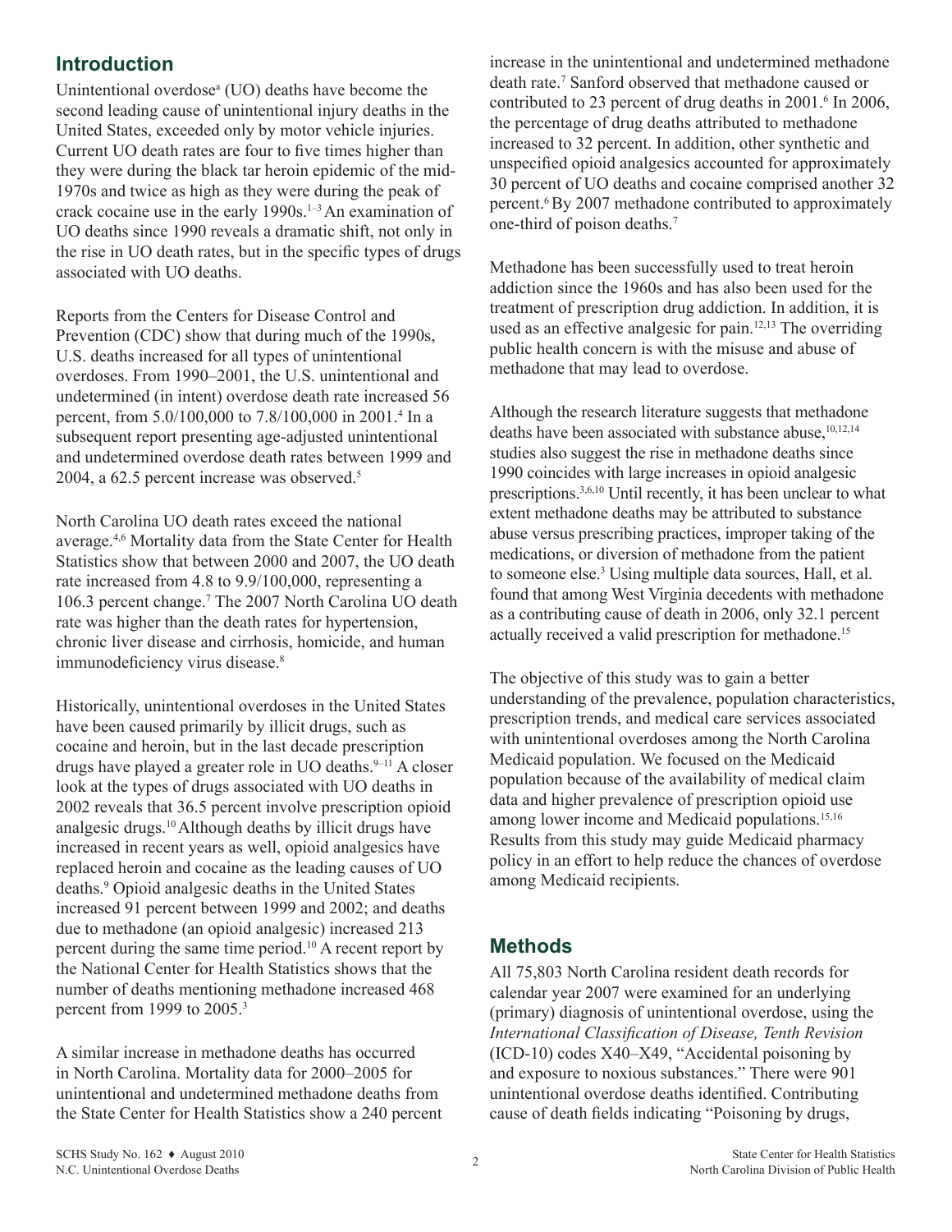## Introduction

Unintentional overdose[a] (UO) deaths have become the second leading cause of unintentional injury deaths in the United States, exceeded only by motor vehicle injuries. Current UO death rates are four to five times higher than they were during the black tar heroin epidemic of the mid-1970s and twice as high as they were during the peak of crack cocaine use in the early 1990s.[1–3] An examination of UO deaths since 1990 reveals a dramatic shift, not only in the rise in UO death rates, but in the specific types of drugs associated with UO deaths.

Reports from the Centers for Disease Control and Prevention (CDC) show that during much of the 1990s, U.S. deaths increased for all types of unintentional overdoses. From 1990–2001, the U.S. unintentional and undetermined (in intent) overdose death rate increased 56 percent, from 5.0/100,000 to 7.8/100,000 in 2001.[4] In a subsequent report presenting age-adjusted unintentional and undetermined overdose death rates between 1999 and 2004, a 62.5 percent increase was observed.[5]

North Carolina UO death rates exceed the national average.[4,6] Mortality data from the State Center for Health Statistics show that between 2000 and 2007, the UO death rate increased from 4.8 to 9.9/100,000, representing a 106.3 percent change.[7] The 2007 North Carolina UO death rate was higher than the death rates for hypertension, chronic liver disease and cirrhosis, homicide, and human immunodeficiency virus disease.[8]

Historically, unintentional overdoses in the United States have been caused primarily by illicit drugs, such as cocaine and heroin, but in the last decade prescription drugs have played a greater role in UO deaths.[9–11] A closer look at the types of drugs associated with UO deaths in 2002 reveals that 36.5 percent involve prescription opioid analgesic drugs.[10] Although deaths by illicit drugs have increased in recent years as well, opioid analgesics have replaced heroin and cocaine as the leading causes of UO deaths.[9] Opioid analgesic deaths in the United States increased 91 percent between 1999 and 2002; and deaths due to methadone (an opioid analgesic) increased 213 percent during the same time period.[10] A recent report by the National Center for Health Statistics shows that the number of deaths mentioning methadone increased 468 percent from 1999 to 2005.[3]

A similar increase in methadone deaths has occurred in North Carolina. Mortality data for 2000–2005 for unintentional and undetermined methadone deaths from the State Center for Health Statistics show a 240 percent increase in the unintentional and undetermined methadone death rate.[7] Sanford observed that methadone caused or contributed to 23 percent of drug deaths in 2001.[6] In 2006, the percentage of drug deaths attributed to methadone increased to 32 percent. In addition, other synthetic and unspecified opioid analgesics accounted for approximately 30 percent of UO deaths and cocaine comprised another 32 percent.[6] By 2007 methadone contributed to approximately one-third of poison deaths.[7]

Methadone has been successfully used to treat heroin addiction since the 1960s and has also been used for the treatment of prescription drug addiction. In addition, it is used as an effective analgesic for pain.[12,13] The overriding public health concern is with the misuse and abuse of methadone that may lead to overdose.

Although the research literature suggests that methadone deaths have been associated with substance abuse,[10,12,14] studies also suggest the rise in methadone deaths since 1990 coincides with large increases in opioid analgesic prescriptions.[3,6,10] Until recently, it has been unclear to what extent methadone deaths may be attributed to substance abuse versus prescribing practices, improper taking of the medications, or diversion of methadone from the patient to someone else.[3] Using multiple data sources, Hall, et al. found that among West Virginia decedents with methadone as a contributing cause of death in 2006, only 32.1 percent actually received a valid prescription for methadone.[15]

The objective of this study was to gain a better understanding of the prevalence, population characteristics, prescription trends, and medical care services associated with unintentional overdoses among the North Carolina Medicaid population. We focused on the Medicaid population because of the availability of medical claim data and higher prevalence of prescription opioid use among lower income and Medicaid populations.[15,16] Results from this study may guide Medicaid pharmacy policy in an effort to help reduce the chances of overdose among Medicaid recipients.

## Methods

All 75,803 North Carolina resident death records for calendar year 2007 were examined for an underlying (primary) diagnosis of unintentional overdose, using the *International Classification of Disease, Tenth Revision* (ICD-10) codes X40–X49, "Accidental poisoning by and exposure to noxious substances." There were 901 unintentional overdose deaths identified. Contributing cause of death fields indicating "Poisoning by drugs,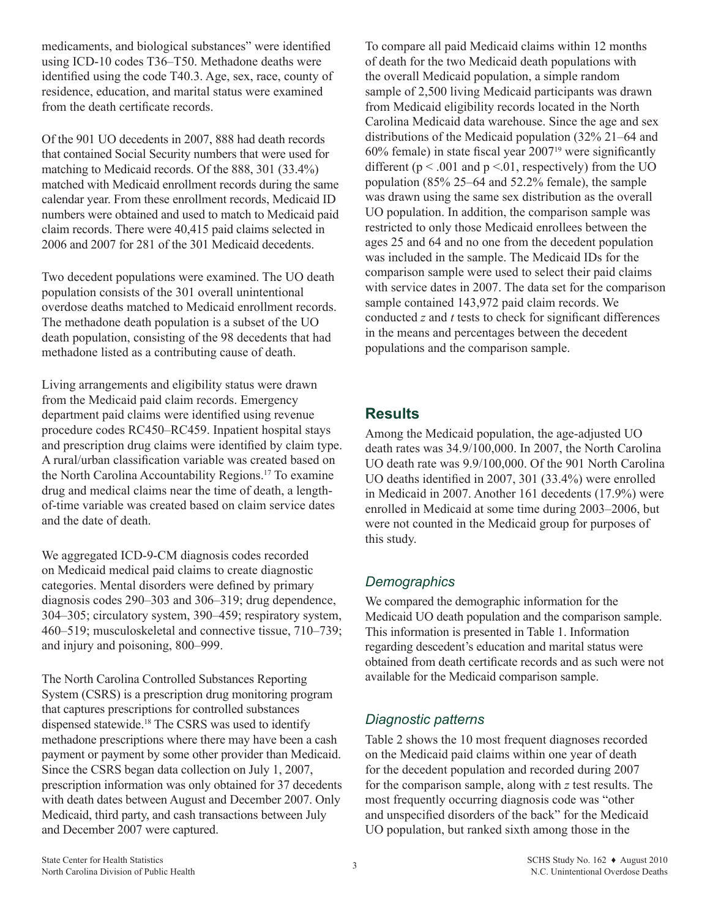medicaments, and biological substances" were identified using ICD-10 codes T36–T50. Methadone deaths were identified using the code T40.3. Age, sex, race, county of residence, education, and marital status were examined from the death certificate records.

Of the 901 UO decedents in 2007, 888 had death records that contained Social Security numbers that were used for matching to Medicaid records. Of the 888, 301 (33.4%) matched with Medicaid enrollment records during the same calendar year. From these enrollment records, Medicaid ID numbers were obtained and used to match to Medicaid paid claim records. There were 40,415 paid claims selected in 2006 and 2007 for 281 of the 301 Medicaid decedents.

Two decedent populations were examined. The UO death population consists of the 301 overall unintentional overdose deaths matched to Medicaid enrollment records. The methadone death population is a subset of the UO death population, consisting of the 98 decedents that had methadone listed as a contributing cause of death.

Living arrangements and eligibility status were drawn from the Medicaid paid claim records. Emergency department paid claims were identified using revenue procedure codes RC450–RC459. Inpatient hospital stays and prescription drug claims were identified by claim type. A rural/urban classification variable was created based on the North Carolina Accountability Regions.[17] To examine drug and medical claims near the time of death, a length-of-time variable was created based on claim service dates and the date of death.

We aggregated ICD-9-CM diagnosis codes recorded on Medicaid medical paid claims to create diagnostic categories. Mental disorders were defined by primary diagnosis codes 290–303 and 306–319; drug dependence, 304–305; circulatory system, 390–459; respiratory system, 460–519; musculoskeletal and connective tissue, 710–739; and injury and poisoning, 800–999.

The North Carolina Controlled Substances Reporting System (CSRS) is a prescription drug monitoring program that captures prescriptions for controlled substances dispensed statewide.[18] The CSRS was used to identify methadone prescriptions where there may have been a cash payment or payment by some other provider than Medicaid. Since the CSRS began data collection on July 1, 2007, prescription information was only obtained for 37 decedents with death dates between August and December 2007. Only Medicaid, third party, and cash transactions between July and December 2007 were captured.

To compare all paid Medicaid claims within 12 months of death for the two Medicaid death populations with the overall Medicaid population, a simple random sample of 2,500 living Medicaid participants was drawn from Medicaid eligibility records located in the North Carolina Medicaid data warehouse. Since the age and sex distributions of the Medicaid population (32% 21–64 and 60% female) in state fiscal year 2007[19] were significantly different ($p < .001$ and $p < .01$, respectively) from the UO population (85% 25–64 and 52.2% female), the sample was drawn using the same sex distribution as the overall UO population. In addition, the comparison sample was restricted to only those Medicaid enrollees between the ages 25 and 64 and no one from the decedent population was included in the sample. The Medicaid IDs for the comparison sample were used to select their paid claims with service dates in 2007. The data set for the comparison sample contained 143,972 paid claim records. We conducted $z$ and $t$ tests to check for significant differences in the means and percentages between the decedent populations and the comparison sample.

## Results

Among the Medicaid population, the age-adjusted UO death rates was 34.9/100,000. In 2007, the North Carolina UO death rate was 9.9/100,000. Of the 901 North Carolina UO deaths identified in 2007, 301 (33.4%) were enrolled in Medicaid in 2007. Another 161 decedents (17.9%) were enrolled in Medicaid at some time during 2003–2006, but were not counted in the Medicaid group for purposes of this study.

### *Demographics*

We compared the demographic information for the Medicaid UO death population and the comparison sample. This information is presented in Table 1. Information regarding descedent's education and marital status were obtained from death certificate records and as such were not available for the Medicaid comparison sample.

### *Diagnostic patterns*

Table 2 shows the 10 most frequent diagnoses recorded on the Medicaid paid claims within one year of death for the decedent population and recorded during 2007 for the comparison sample, along with $z$ test results. The most frequently occurring diagnosis code was "other and unspecified disorders of the back" for the Medicaid UO population, but ranked sixth among those in the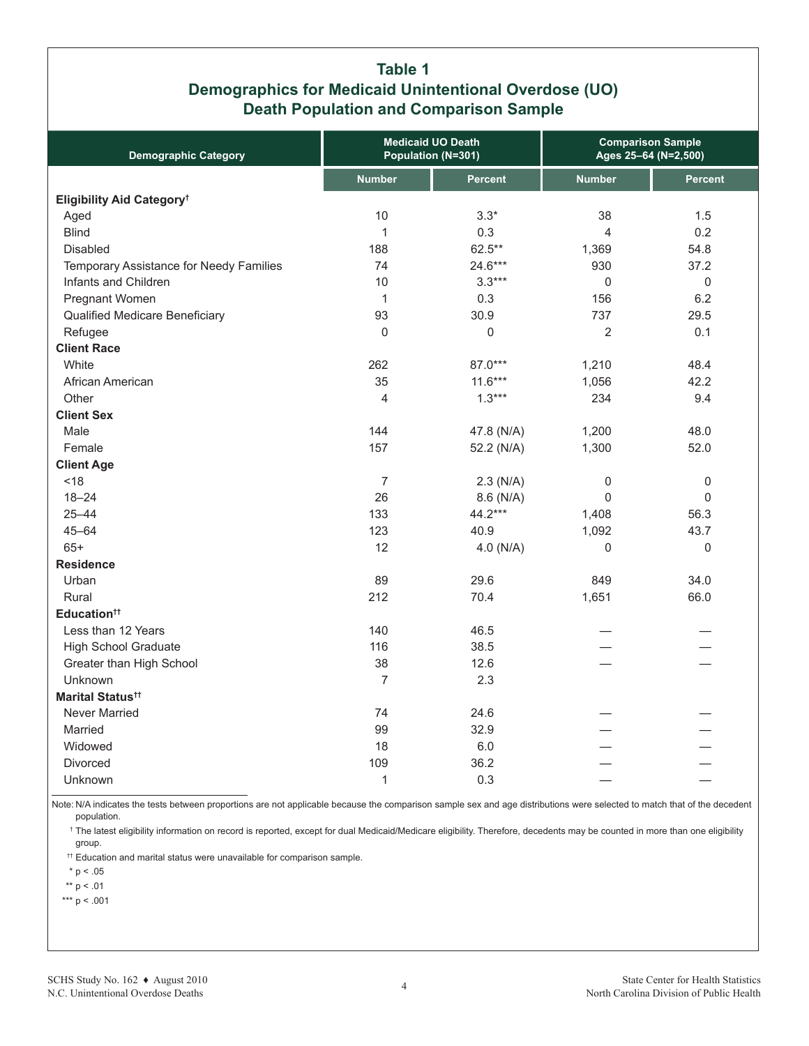## Table 1
## Demographics for Medicaid Unintentional Overdose (UO) Death Population and Comparison Sample

| Demographic Category | Medicaid UO Death Population (N=301) | | Comparison Sample Ages 25–64 (N=2,500) | |
|---|---|---|---|---|
| | Number | Percent | Number | Percent |
| **Eligibility Aid Category†** | | | | |
| Aged | 10 | 3.3* | 38 | 1.5 |
| Blind | 1 | 0.3 | 4 | 0.2 |
| Disabled | 188 | 62.5** | 1,369 | 54.8 |
| Temporary Assistance for Needy Families | 74 | 24.6*** | 930 | 37.2 |
| Infants and Children | 10 | 3.3*** | 0 | 0 |
| Pregnant Women | 1 | 0.3 | 156 | 6.2 |
| Qualified Medicare Beneficiary | 93 | 30.9 | 737 | 29.5 |
| Refugee | 0 | 0 | 2 | 0.1 |
| **Client Race** | | | | |
| White | 262 | 87.0*** | 1,210 | 48.4 |
| African American | 35 | 11.6*** | 1,056 | 42.2 |
| Other | 4 | 1.3*** | 234 | 9.4 |
| **Client Sex** | | | | |
| Male | 144 | 47.8 (N/A) | 1,200 | 48.0 |
| Female | 157 | 52.2 (N/A) | 1,300 | 52.0 |
| **Client Age** | | | | |
| <18 | 7 | 2.3 (N/A) | 0 | 0 |
| 18–24 | 26 | 8.6 (N/A) | 0 | 0 |
| 25–44 | 133 | 44.2*** | 1,408 | 56.3 |
| 45–64 | 123 | 40.9 | 1,092 | 43.7 |
| 65+ | 12 | 4.0 (N/A) | 0 | 0 |
| **Residence** | | | | |
| Urban | 89 | 29.6 | 849 | 34.0 |
| Rural | 212 | 70.4 | 1,651 | 66.0 |
| **Education††** | | | | |
| Less than 12 Years | 140 | 46.5 | — | — |
| High School Graduate | 116 | 38.5 | — | — |
| Greater than High School | 38 | 12.6 | — | — |
| Unknown | 7 | 2.3 | | |
| **Marital Status††** | | | | |
| Never Married | 74 | 24.6 | — | — |
| Married | 99 | 32.9 | — | — |
| Widowed | 18 | 6.0 | — | — |
| Divorced | 109 | 36.2 | — | — |
| Unknown | 1 | 0.3 | — | — |

Note: N/A indicates the tests between proportions are not applicable because the comparison sample sex and age distributions were selected to match that of the decedent population.

† The latest eligibility information on record is reported, except for dual Medicaid/Medicare eligibility. Therefore, decedents may be counted in more than one eligibility group.

†† Education and marital status were unavailable for comparison sample.

\* $p < .05$

\*\* $p < .01$

\*\*\* $p < .001$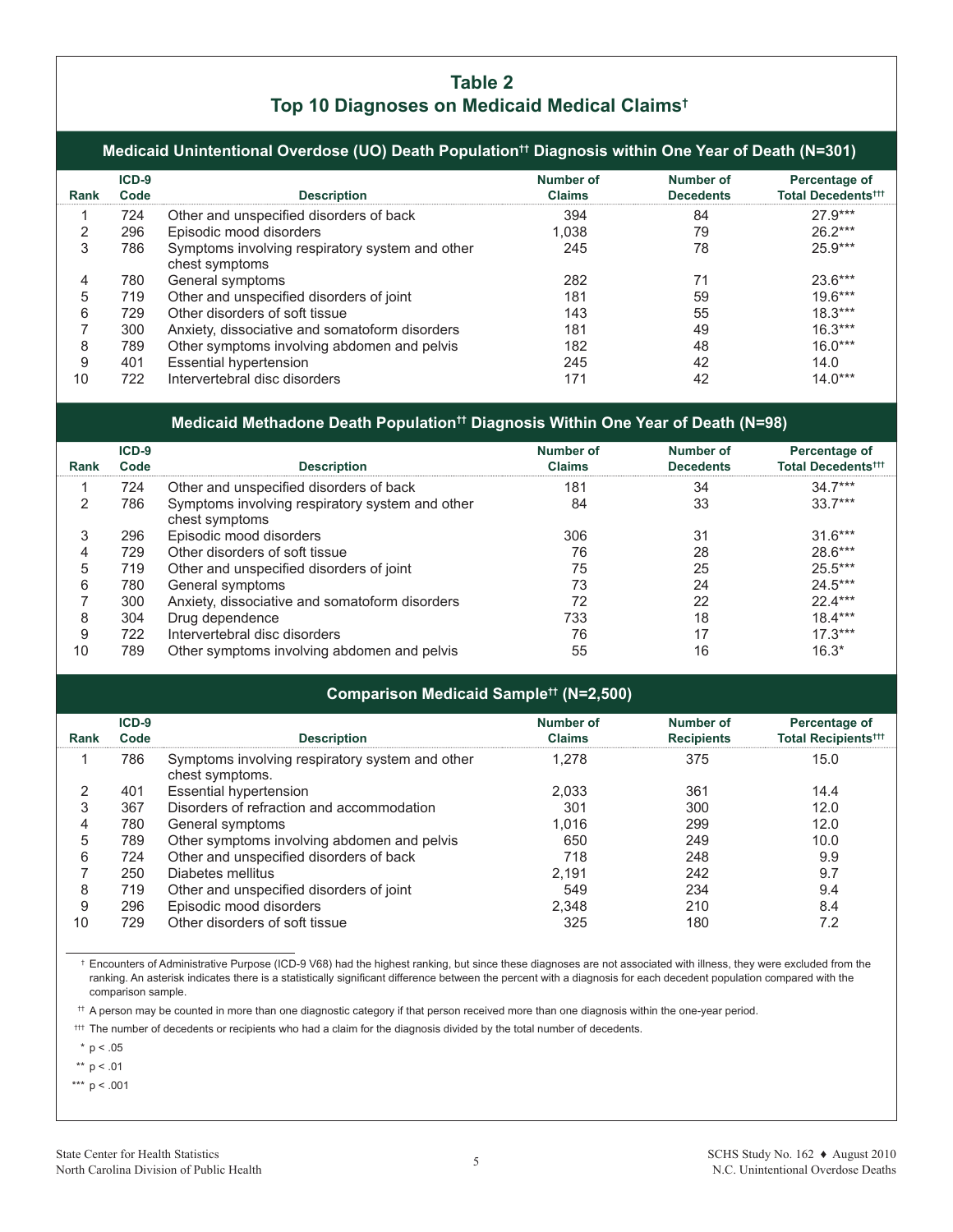## Table 2
## Top 10 Diagnoses on Medicaid Medical Claims[†]

### Medicaid Unintentional Overdose (UO) Death Population[††] Diagnosis within One Year of Death (N=301)

| Rank | ICD-9 Code | Description | Number of Claims | Number of Decedents | Percentage of Total Decedents[†††] |
|---|---|---|---|---|---|
| 1 | 724 | Other and unspecified disorders of back | 394 | 84 | 27.9*** |
| 2 | 296 | Episodic mood disorders | 1,038 | 79 | 26.2*** |
| 3 | 786 | Symptoms involving respiratory system and other chest symptoms | 245 | 78 | 25.9*** |
| 4 | 780 | General symptoms | 282 | 71 | 23.6*** |
| 5 | 719 | Other and unspecified disorders of joint | 181 | 59 | 19.6*** |
| 6 | 729 | Other disorders of soft tissue | 143 | 55 | 18.3*** |
| 7 | 300 | Anxiety, dissociative and somatoform disorders | 181 | 49 | 16.3*** |
| 8 | 789 | Other symptoms involving abdomen and pelvis | 182 | 48 | 16.0*** |
| 9 | 401 | Essential hypertension | 245 | 42 | 14.0 |
| 10 | 722 | Intervertebral disc disorders | 171 | 42 | 14.0*** |

### Medicaid Methadone Death Population[††] Diagnosis Within One Year of Death (N=98)

| Rank | ICD-9 Code | Description | Number of Claims | Number of Decedents | Percentage of Total Decedents[†††] |
|---|---|---|---|---|---|
| 1 | 724 | Other and unspecified disorders of back | 181 | 34 | 34.7*** |
| 2 | 786 | Symptoms involving respiratory system and other chest symptoms | 84 | 33 | 33.7*** |
| 3 | 296 | Episodic mood disorders | 306 | 31 | 31.6*** |
| 4 | 729 | Other disorders of soft tissue | 76 | 28 | 28.6*** |
| 5 | 719 | Other and unspecified disorders of joint | 75 | 25 | 25.5*** |
| 6 | 780 | General symptoms | 73 | 24 | 24.5*** |
| 7 | 300 | Anxiety, dissociative and somatoform disorders | 72 | 22 | 22.4*** |
| 8 | 304 | Drug dependence | 733 | 18 | 18.4*** |
| 9 | 722 | Intervertebral disc disorders | 76 | 17 | 17.3*** |
| 10 | 789 | Other symptoms involving abdomen and pelvis | 55 | 16 | 16.3* |

### Comparison Medicaid Sample[††] (N=2,500)

| Rank | ICD-9 Code | Description | Number of Claims | Number of Recipients | Percentage of Total Recipients[†††] |
|---|---|---|---|---|---|
| 1 | 786 | Symptoms involving respiratory system and other chest symptoms. | 1,278 | 375 | 15.0 |
| 2 | 401 | Essential hypertension | 2,033 | 361 | 14.4 |
| 3 | 367 | Disorders of refraction and accommodation | 301 | 300 | 12.0 |
| 4 | 780 | General symptoms | 1,016 | 299 | 12.0 |
| 5 | 789 | Other symptoms involving abdomen and pelvis | 650 | 249 | 10.0 |
| 6 | 724 | Other and unspecified disorders of back | 718 | 248 | 9.9 |
| 7 | 250 | Diabetes mellitus | 2,191 | 242 | 9.7 |
| 8 | 719 | Other and unspecified disorders of joint | 549 | 234 | 9.4 |
| 9 | 296 | Episodic mood disorders | 2,348 | 210 | 8.4 |
| 10 | 729 | Other disorders of soft tissue | 325 | 180 | 7.2 |

† Encounters of Administrative Purpose (ICD-9 V68) had the highest ranking, but since these diagnoses are not associated with illness, they were excluded from the ranking. An asterisk indicates there is a statistically significant difference between the percent with a diagnosis for each decedent population compared with the comparison sample.

†† A person may be counted in more than one diagnostic category if that person received more than one diagnosis within the one-year period.

††† The number of decedents or recipients who had a claim for the diagnosis divided by the total number of decedents.

\* $p < .05$

\** $p < .01$

\*** $p < .001$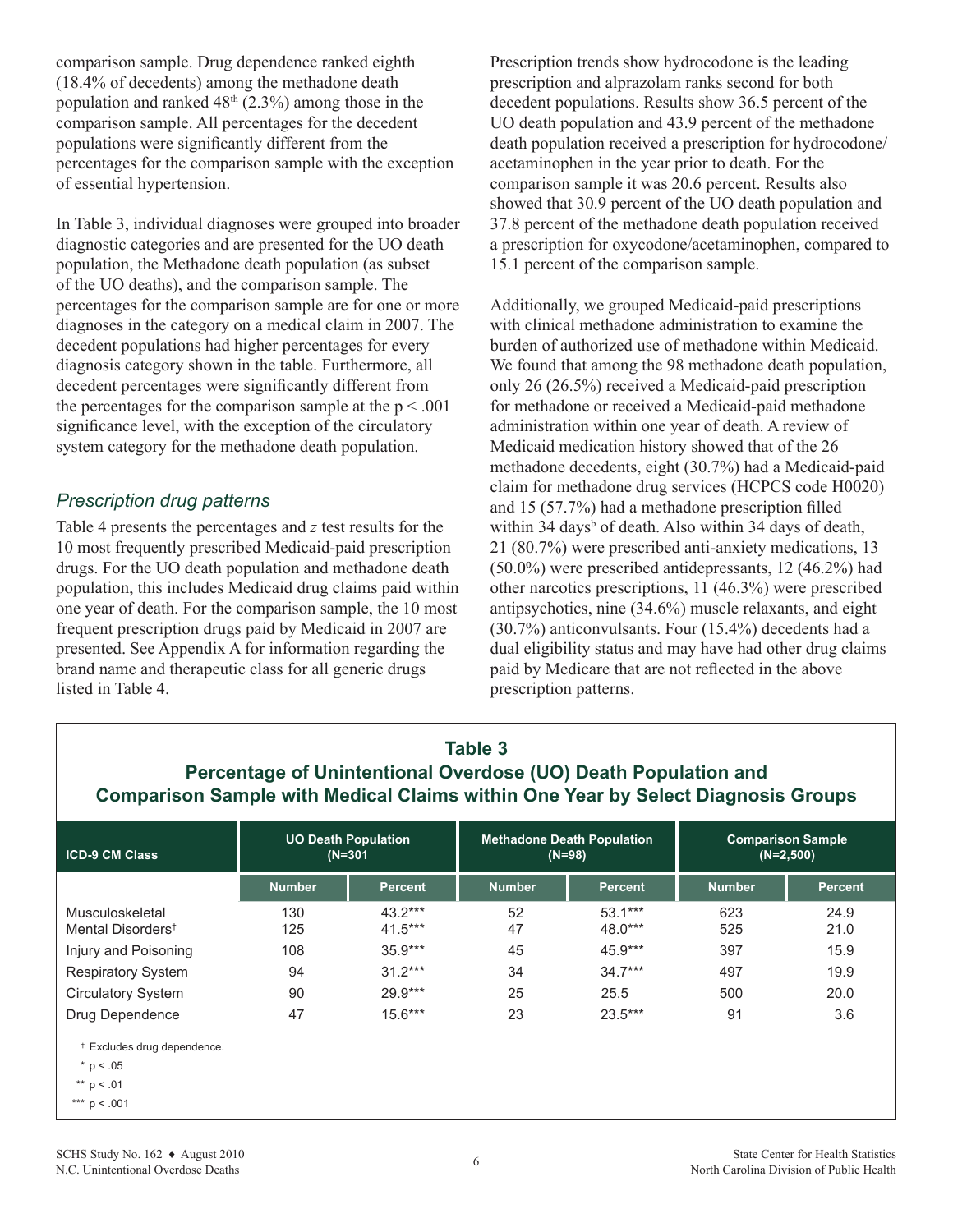comparison sample. Drug dependence ranked eighth (18.4% of decedents) among the methadone death population and ranked 48th (2.3%) among those in the comparison sample. All percentages for the decedent populations were significantly different from the percentages for the comparison sample with the exception of essential hypertension.

In Table 3, individual diagnoses were grouped into broader diagnostic categories and are presented for the UO death population, the Methadone death population (as subset of the UO deaths), and the comparison sample. The percentages for the comparison sample are for one or more diagnoses in the category on a medical claim in 2007. The decedent populations had higher percentages for every diagnosis category shown in the table. Furthermore, all decedent percentages were significantly different from the percentages for the comparison sample at the $p < .001$ significance level, with the exception of the circulatory system category for the methadone death population.

## *Prescription drug patterns*

Table 4 presents the percentages and *z* test results for the 10 most frequently prescribed Medicaid-paid prescription drugs. For the UO death population and methadone death population, this includes Medicaid drug claims paid within one year of death. For the comparison sample, the 10 most frequent prescription drugs paid by Medicaid in 2007 are presented. See Appendix A for information regarding the brand name and therapeutic class for all generic drugs listed in Table 4.

Prescription trends show hydrocodone is the leading prescription and alprazolam ranks second for both decedent populations. Results show 36.5 percent of the UO death population and 43.9 percent of the methadone death population received a prescription for hydrocodone/acetaminophen in the year prior to death. For the comparison sample it was 20.6 percent. Results also showed that 30.9 percent of the UO death population and 37.8 percent of the methadone death population received a prescription for oxycodone/acetaminophen, compared to 15.1 percent of the comparison sample.

Additionally, we grouped Medicaid-paid prescriptions with clinical methadone administration to examine the burden of authorized use of methadone within Medicaid. We found that among the 98 methadone death population, only 26 (26.5%) received a Medicaid-paid prescription for methadone or received a Medicaid-paid methadone administration within one year of death. A review of Medicaid medication history showed that of the 26 methadone decedents, eight (30.7%) had a Medicaid-paid claim for methadone drug services (HCPCS code H0020) and 15 (57.7%) had a methadone prescription filled within 34 days[b] of death. Also within 34 days of death, 21 (80.7%) were prescribed anti-anxiety medications, 13 (50.0%) were prescribed antidepressants, 12 (46.2%) had other narcotics prescriptions, 11 (46.3%) were prescribed antipsychotics, nine (34.6%) muscle relaxants, and eight (30.7%) anticonvulsants. Four (15.4%) decedents had a dual eligibility status and may have had other drug claims paid by Medicare that are not reflected in the above prescription patterns.

**Table 3**
**Percentage of Unintentional Overdose (UO) Death Population and Comparison Sample with Medical Claims within One Year by Select Diagnosis Groups**

| ICD-9 CM Class | UO Death Population (N=301 | | Methadone Death Population (N=98) | | Comparison Sample (N=2,500) | |
|---|---|---|---|---|---|---|
| | Number | Percent | Number | Percent | Number | Percent |
| Musculoskeletal | 130 | 43.2*** | 52 | 53.1*** | 623 | 24.9 |
| Mental Disorders† | 125 | 41.5*** | 47 | 48.0*** | 525 | 21.0 |
| Injury and Poisoning | 108 | 35.9*** | 45 | 45.9*** | 397 | 15.9 |
| Respiratory System | 94 | 31.2*** | 34 | 34.7*** | 497 | 19.9 |
| Circulatory System | 90 | 29.9*** | 25 | 25.5 | 500 | 20.0 |
| Drug Dependence | 47 | 15.6*** | 23 | 23.5*** | 91 | 3.6 |

† Excludes drug dependence.
\* $p < .05$
\*\* $p < .01$
\*\*\* $p < .001$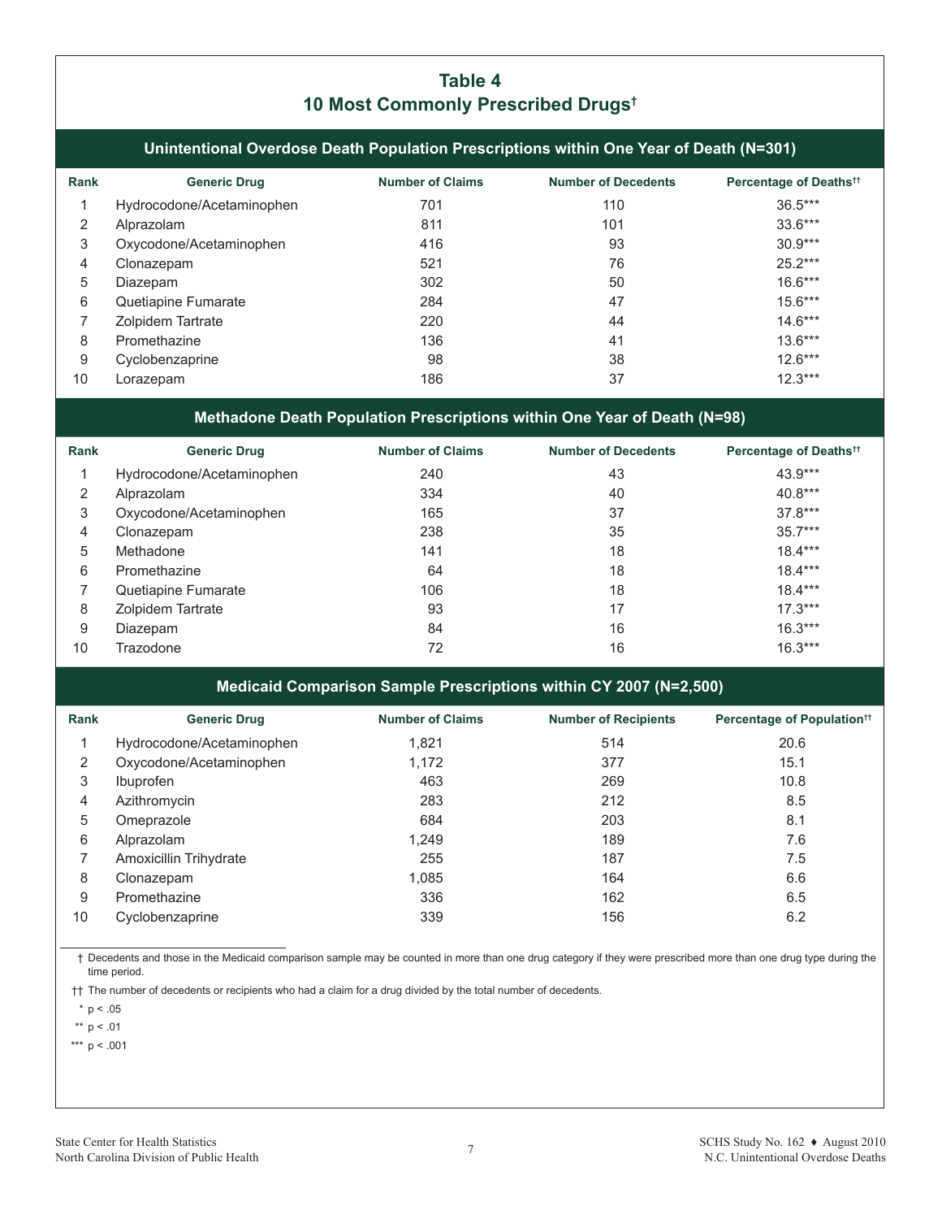## Table 4
## 10 Most Commonly Prescribed Drugs†

### Unintentional Overdose Death Population Prescriptions within One Year of Death (N=301)

| Rank | Generic Drug | Number of Claims | Number of Decedents | Percentage of Deaths†† |
|---|---|---|---|---|
| 1 | Hydrocodone/Acetaminophen | 701 | 110 | 36.5*** |
| 2 | Alprazolam | 811 | 101 | 33.6*** |
| 3 | Oxycodone/Acetaminophen | 416 | 93 | 30.9*** |
| 4 | Clonazepam | 521 | 76 | 25.2*** |
| 5 | Diazepam | 302 | 50 | 16.6*** |
| 6 | Quetiapine Fumarate | 284 | 47 | 15.6*** |
| 7 | Zolpidem Tartrate | 220 | 44 | 14.6*** |
| 8 | Promethazine | 136 | 41 | 13.6*** |
| 9 | Cyclobenzaprine | 98 | 38 | 12.6*** |
| 10 | Lorazepam | 186 | 37 | 12.3*** |

### Methadone Death Population Prescriptions within One Year of Death (N=98)

| Rank | Generic Drug | Number of Claims | Number of Decedents | Percentage of Deaths†† |
|---|---|---|---|---|
| 1 | Hydrocodone/Acetaminophen | 240 | 43 | 43.9*** |
| 2 | Alprazolam | 334 | 40 | 40.8*** |
| 3 | Oxycodone/Acetaminophen | 165 | 37 | 37.8*** |
| 4 | Clonazepam | 238 | 35 | 35.7*** |
| 5 | Methadone | 141 | 18 | 18.4*** |
| 6 | Promethazine | 64 | 18 | 18.4*** |
| 7 | Quetiapine Fumarate | 106 | 18 | 18.4*** |
| 8 | Zolpidem Tartrate | 93 | 17 | 17.3*** |
| 9 | Diazepam | 84 | 16 | 16.3*** |
| 10 | Trazodone | 72 | 16 | 16.3*** |

### Medicaid Comparison Sample Prescriptions within CY 2007 (N=2,500)

| Rank | Generic Drug | Number of Claims | Number of Recipients | Percentage of Population†† |
|---|---|---|---|---|
| 1 | Hydrocodone/Acetaminophen | 1,821 | 514 | 20.6 |
| 2 | Oxycodone/Acetaminophen | 1,172 | 377 | 15.1 |
| 3 | Ibuprofen | 463 | 269 | 10.8 |
| 4 | Azithromycin | 283 | 212 | 8.5 |
| 5 | Omeprazole | 684 | 203 | 8.1 |
| 6 | Alprazolam | 1,249 | 189 | 7.6 |
| 7 | Amoxicillin Trihydrate | 255 | 187 | 7.5 |
| 8 | Clonazepam | 1,085 | 164 | 6.6 |
| 9 | Promethazine | 336 | 162 | 6.5 |
| 10 | Cyclobenzaprine | 339 | 156 | 6.2 |

† Decedents and those in the Medicaid comparison sample may be counted in more than one drug category if they were prescribed more than one drug type during the time period.

†† The number of decedents or recipients who had a claim for a drug divided by the total number of decedents.

\* $p < .05$

\** $p < .01$

\*** $p < .001$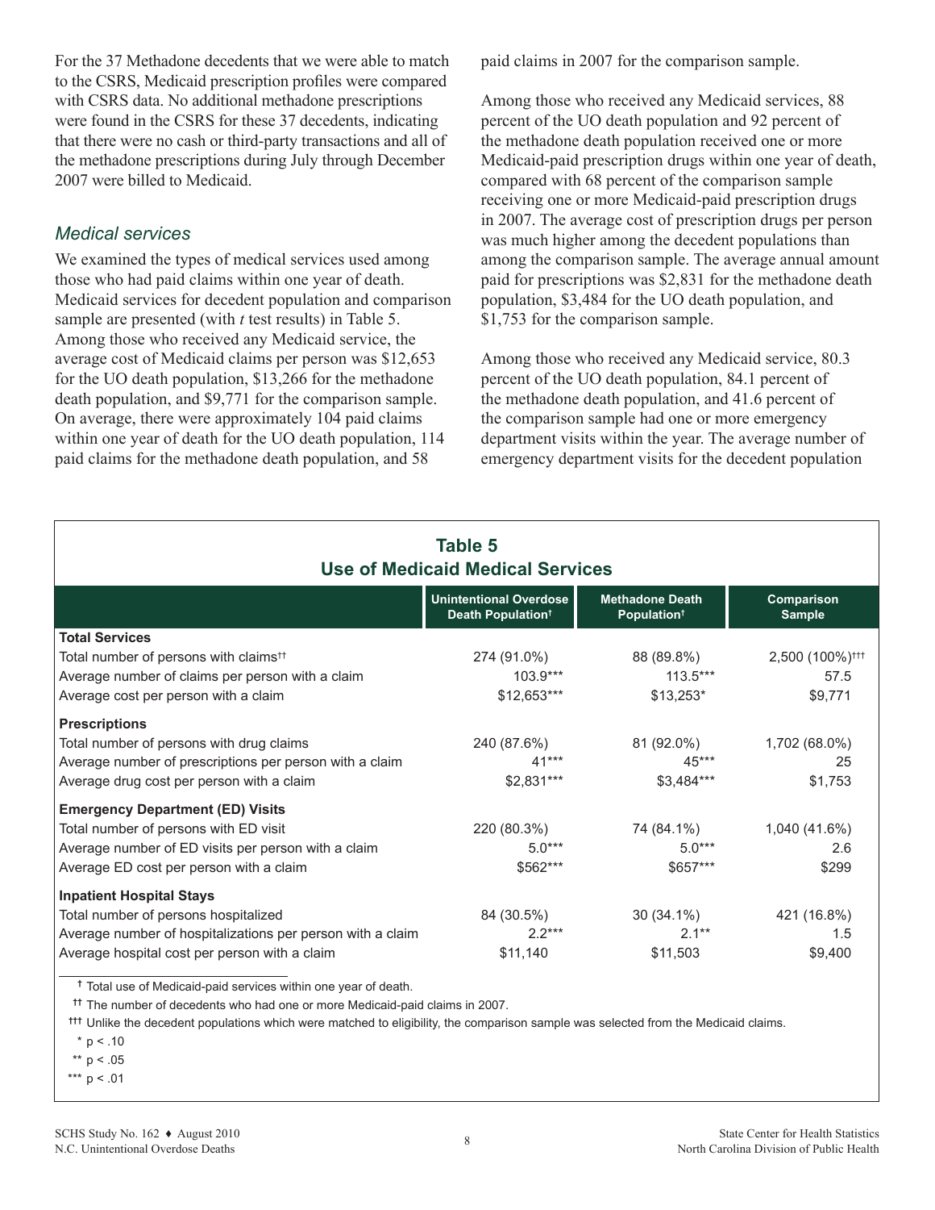For the 37 Methadone decedents that we were able to match to the CSRS, Medicaid prescription profiles were compared with CSRS data. No additional methadone prescriptions were found in the CSRS for these 37 decedents, indicating that there were no cash or third-party transactions and all of the methadone prescriptions during July through December 2007 were billed to Medicaid.

### *Medical services*

We examined the types of medical services used among those who had paid claims within one year of death. Medicaid services for decedent population and comparison sample are presented (with *t* test results) in Table 5. Among those who received any Medicaid service, the average cost of Medicaid claims per person was $12,653 for the UO death population, $13,266 for the methadone death population, and $9,771 for the comparison sample. On average, there were approximately 104 paid claims within one year of death for the UO death population, 114 paid claims for the methadone death population, and 58 paid claims in 2007 for the comparison sample.

Among those who received any Medicaid services, 88 percent of the UO death population and 92 percent of the methadone death population received one or more Medicaid-paid prescription drugs within one year of death, compared with 68 percent of the comparison sample receiving one or more Medicaid-paid prescription drugs in 2007. The average cost of prescription drugs per person was much higher among the decedent populations than among the comparison sample. The average annual amount paid for prescriptions was $2,831 for the methadone death population, $3,484 for the UO death population, and $1,753 for the comparison sample.

Among those who received any Medicaid service, 80.3 percent of the UO death population, 84.1 percent of the methadone death population, and 41.6 percent of the comparison sample had one or more emergency department visits within the year. The average number of emergency department visits for the decedent population

**Table 5**
**Use of Medicaid Medical Services**

| | Unintentional Overdose Death Population† | Methadone Death Population† | Comparison Sample |
|---|---|---|---|
| **Total Services** | | | |
| Total number of persons with claims†† | 274 (91.0%) | 88 (89.8%) | 2,500 (100%)††† |
| Average number of claims per person with a claim | 103.9*** | 113.5*** | 57.5 |
| Average cost per person with a claim | $12,653*** | $13,253* | $9,771 |
| **Prescriptions** | | | |
| Total number of persons with drug claims | 240 (87.6%) | 81 (92.0%) | 1,702 (68.0%) |
| Average number of prescriptions per person with a claim | 41*** | 45*** | 25 |
| Average drug cost per person with a claim | $2,831*** | $3,484*** | $1,753 |
| **Emergency Department (ED) Visits** | | | |
| Total number of persons with ED visit | 220 (80.3%) | 74 (84.1%) | 1,040 (41.6%) |
| Average number of ED visits per person with a claim | 5.0*** | 5.0*** | 2.6 |
| Average ED cost per person with a claim | $562*** | $657*** | $299 |
| **Inpatient Hospital Stays** | | | |
| Total number of persons hospitalized | 84 (30.5%) | 30 (34.1%) | 421 (16.8%) |
| Average number of hospitalizations per person with a claim | 2.2*** | 2.1** | 1.5 |
| Average hospital cost per person with a claim | $11,140 | $11,503 | $9,400 |

† Total use of Medicaid-paid services within one year of death.

†† The number of decedents who had one or more Medicaid-paid claims in 2007.

††† Unlike the decedent populations which were matched to eligibility, the comparison sample was selected from the Medicaid claims.

\* $p < .10$

\*\* $p < .05$

\*\*\* $p < .01$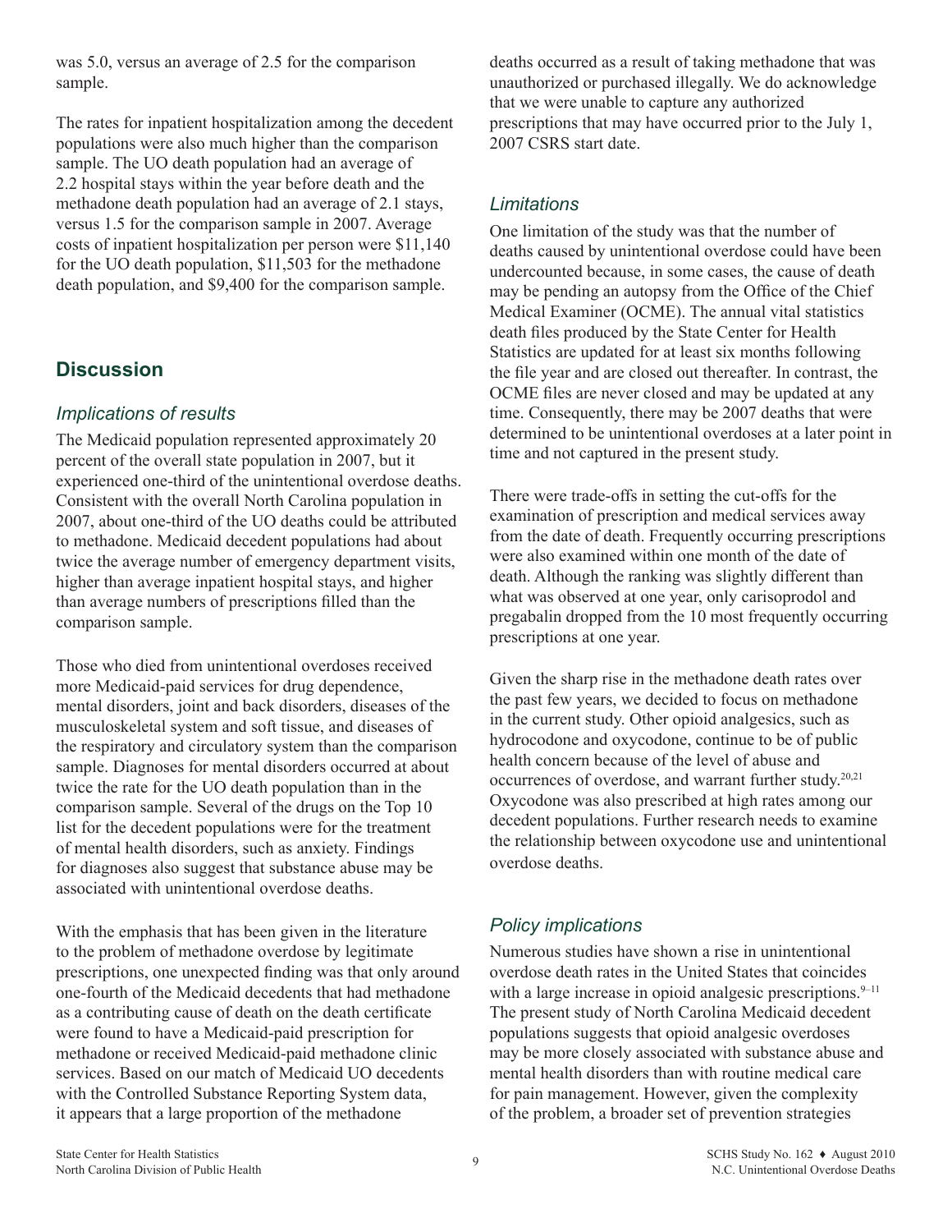was 5.0, versus an average of 2.5 for the comparison sample.

The rates for inpatient hospitalization among the decedent populations were also much higher than the comparison sample. The UO death population had an average of 2.2 hospital stays within the year before death and the methadone death population had an average of 2.1 stays, versus 1.5 for the comparison sample in 2007. Average costs of inpatient hospitalization per person were $11,140 for the UO death population, $11,503 for the methadone death population, and $9,400 for the comparison sample.

## Discussion

### *Implications of results*

The Medicaid population represented approximately 20 percent of the overall state population in 2007, but it experienced one-third of the unintentional overdose deaths. Consistent with the overall North Carolina population in 2007, about one-third of the UO deaths could be attributed to methadone. Medicaid decedent populations had about twice the average number of emergency department visits, higher than average inpatient hospital stays, and higher than average numbers of prescriptions filled than the comparison sample.

Those who died from unintentional overdoses received more Medicaid-paid services for drug dependence, mental disorders, joint and back disorders, diseases of the musculoskeletal system and soft tissue, and diseases of the respiratory and circulatory system than the comparison sample. Diagnoses for mental disorders occurred at about twice the rate for the UO death population than in the comparison sample. Several of the drugs on the Top 10 list for the decedent populations were for the treatment of mental health disorders, such as anxiety. Findings for diagnoses also suggest that substance abuse may be associated with unintentional overdose deaths.

With the emphasis that has been given in the literature to the problem of methadone overdose by legitimate prescriptions, one unexpected finding was that only around one-fourth of the Medicaid decedents that had methadone as a contributing cause of death on the death certificate were found to have a Medicaid-paid prescription for methadone or received Medicaid-paid methadone clinic services. Based on our match of Medicaid UO decedents with the Controlled Substance Reporting System data, it appears that a large proportion of the methadone deaths occurred as a result of taking methadone that was unauthorized or purchased illegally. We do acknowledge that we were unable to capture any authorized prescriptions that may have occurred prior to the July 1, 2007 CSRS start date.

### *Limitations*

One limitation of the study was that the number of deaths caused by unintentional overdose could have been undercounted because, in some cases, the cause of death may be pending an autopsy from the Office of the Chief Medical Examiner (OCME). The annual vital statistics death files produced by the State Center for Health Statistics are updated for at least six months following the file year and are closed out thereafter. In contrast, the OCME files are never closed and may be updated at any time. Consequently, there may be 2007 deaths that were determined to be unintentional overdoses at a later point in time and not captured in the present study.

There were trade-offs in setting the cut-offs for the examination of prescription and medical services away from the date of death. Frequently occurring prescriptions were also examined within one month of the date of death. Although the ranking was slightly different than what was observed at one year, only carisoprodol and pregabalin dropped from the 10 most frequently occurring prescriptions at one year.

Given the sharp rise in the methadone death rates over the past few years, we decided to focus on methadone in the current study. Other opioid analgesics, such as hydrocodone and oxycodone, continue to be of public health concern because of the level of abuse and occurrences of overdose, and warrant further study.[20,21] Oxycodone was also prescribed at high rates among our decedent populations. Further research needs to examine the relationship between oxycodone use and unintentional overdose deaths.

### *Policy implications*

Numerous studies have shown a rise in unintentional overdose death rates in the United States that coincides with a large increase in opioid analgesic prescriptions.[9–11] The present study of North Carolina Medicaid decedent populations suggests that opioid analgesic overdoses may be more closely associated with substance abuse and mental health disorders than with routine medical care for pain management. However, given the complexity of the problem, a broader set of prevention strategies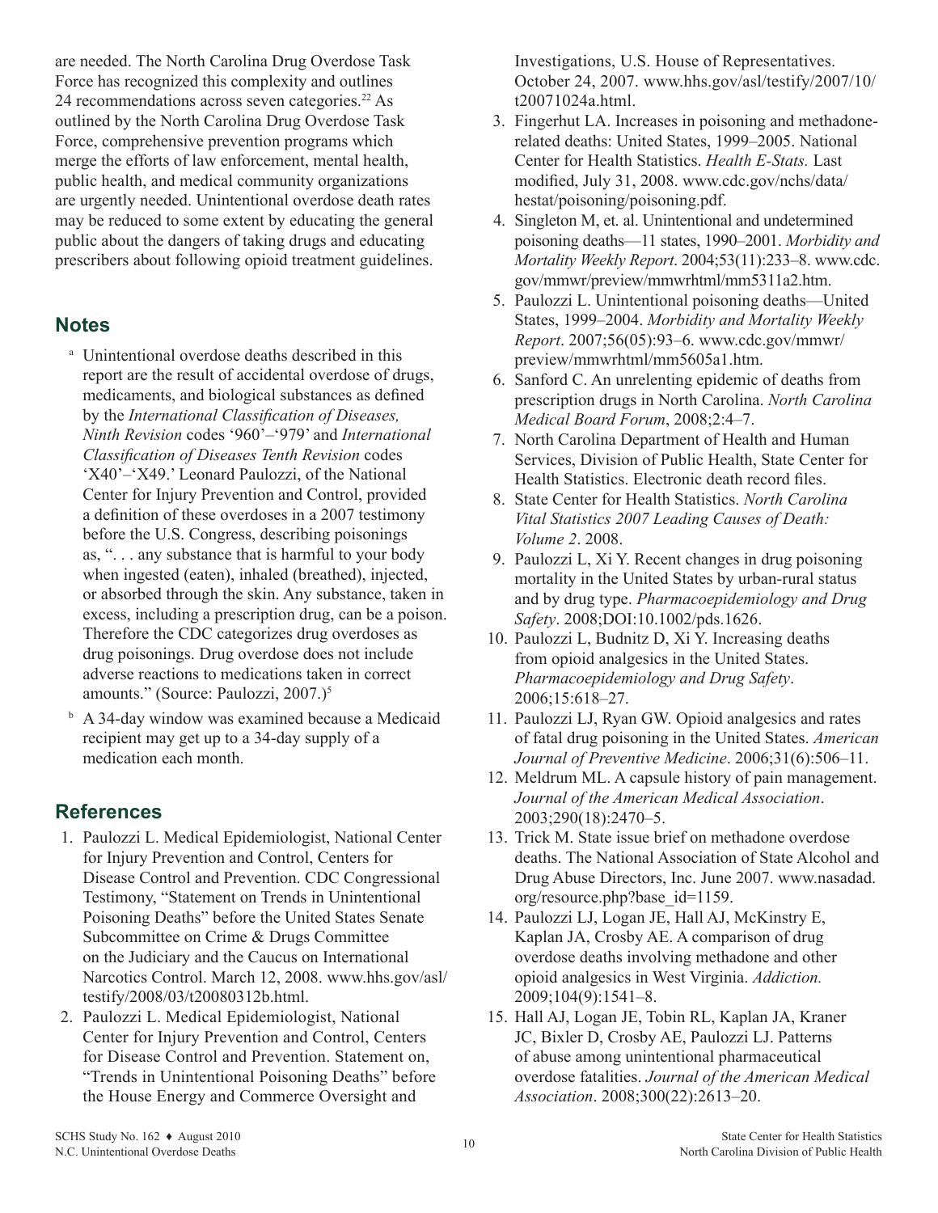are needed. The North Carolina Drug Overdose Task Force has recognized this complexity and outlines 24 recommendations across seven categories.[22] As outlined by the North Carolina Drug Overdose Task Force, comprehensive prevention programs which merge the efforts of law enforcement, mental health, public health, and medical community organizations are urgently needed. Unintentional overdose death rates may be reduced to some extent by educating the general public about the dangers of taking drugs and educating prescribers about following opioid treatment guidelines.

## Notes

[a] Unintentional overdose deaths described in this report are the result of accidental overdose of drugs, medicaments, and biological substances as defined by the *International Classification of Diseases, Ninth Revision* codes '960'–'979' and *International Classification of Diseases Tenth Revision* codes 'X40'–'X49.' Leonard Paulozzi, of the National Center for Injury Prevention and Control, provided a definition of these overdoses in a 2007 testimony before the U.S. Congress, describing poisonings as, ". . . any substance that is harmful to your body when ingested (eaten), inhaled (breathed), injected, or absorbed through the skin. Any substance, taken in excess, including a prescription drug, can be a poison. Therefore the CDC categorizes drug overdoses as drug poisonings. Drug overdose does not include adverse reactions to medications taken in correct amounts." (Source: Paulozzi, 2007.)[5]

[b] A 34-day window was examined because a Medicaid recipient may get up to a 34-day supply of a medication each month.

## References

1. Paulozzi L. Medical Epidemiologist, National Center for Injury Prevention and Control, Centers for Disease Control and Prevention. CDC Congressional Testimony, "Statement on Trends in Unintentional Poisoning Deaths" before the United States Senate Subcommittee on Crime & Drugs Committee on the Judiciary and the Caucus on International Narcotics Control. March 12, 2008. www.hhs.gov/asl/testify/2008/03/t20080312b.html.
2. Paulozzi L. Medical Epidemiologist, National Center for Injury Prevention and Control, Centers for Disease Control and Prevention. Statement on, "Trends in Unintentional Poisoning Deaths" before the House Energy and Commerce Oversight and Investigations, U.S. House of Representatives. October 24, 2007. www.hhs.gov/asl/testify/2007/10/t20071024a.html.
3. Fingerhut LA. Increases in poisoning and methadone-related deaths: United States, 1999–2005. National Center for Health Statistics. *Health E-Stats.* Last modified, July 31, 2008. www.cdc.gov/nchs/data/hestat/poisoning/poisoning.pdf.
4. Singleton M, et. al. Unintentional and undetermined poisoning deaths—11 states, 1990–2001. *Morbidity and Mortality Weekly Report*. 2004;53(11):233–8. www.cdc.gov/mmwr/preview/mmwrhtml/mm5311a2.htm.
5. Paulozzi L. Unintentional poisoning deaths—United States, 1999–2004. *Morbidity and Mortality Weekly Report*. 2007;56(05):93–6. www.cdc.gov/mmwr/preview/mmwrhtml/mm5605a1.htm.
6. Sanford C. An unrelenting epidemic of deaths from prescription drugs in North Carolina. *North Carolina Medical Board Forum*, 2008;2:4–7.
7. North Carolina Department of Health and Human Services, Division of Public Health, State Center for Health Statistics. Electronic death record files.
8. State Center for Health Statistics. *North Carolina Vital Statistics 2007 Leading Causes of Death: Volume 2*. 2008.
9. Paulozzi L, Xi Y. Recent changes in drug poisoning mortality in the United States by urban-rural status and by drug type. *Pharmacoepidemiology and Drug Safety*. 2008;DOI:10.1002/pds.1626.
10. Paulozzi L, Budnitz D, Xi Y. Increasing deaths from opioid analgesics in the United States. *Pharmacoepidemiology and Drug Safety*. 2006;15:618–27.
11. Paulozzi LJ, Ryan GW. Opioid analgesics and rates of fatal drug poisoning in the United States. *American Journal of Preventive Medicine*. 2006;31(6):506–11.
12. Meldrum ML. A capsule history of pain management. *Journal of the American Medical Association*. 2003;290(18):2470–5.
13. Trick M. State issue brief on methadone overdose deaths. The National Association of State Alcohol and Drug Abuse Directors, Inc. June 2007. www.nasadad.org/resource.php?base_id=1159.
14. Paulozzi LJ, Logan JE, Hall AJ, McKinstry E, Kaplan JA, Crosby AE. A comparison of drug overdose deaths involving methadone and other opioid analgesics in West Virginia. *Addiction.* 2009;104(9):1541–8.
15. Hall AJ, Logan JE, Tobin RL, Kaplan JA, Kraner JC, Bixler D, Crosby AE, Paulozzi LJ. Patterns of abuse among unintentional pharmaceutical overdose fatalities. *Journal of the American Medical Association*. 2008;300(22):2613–20.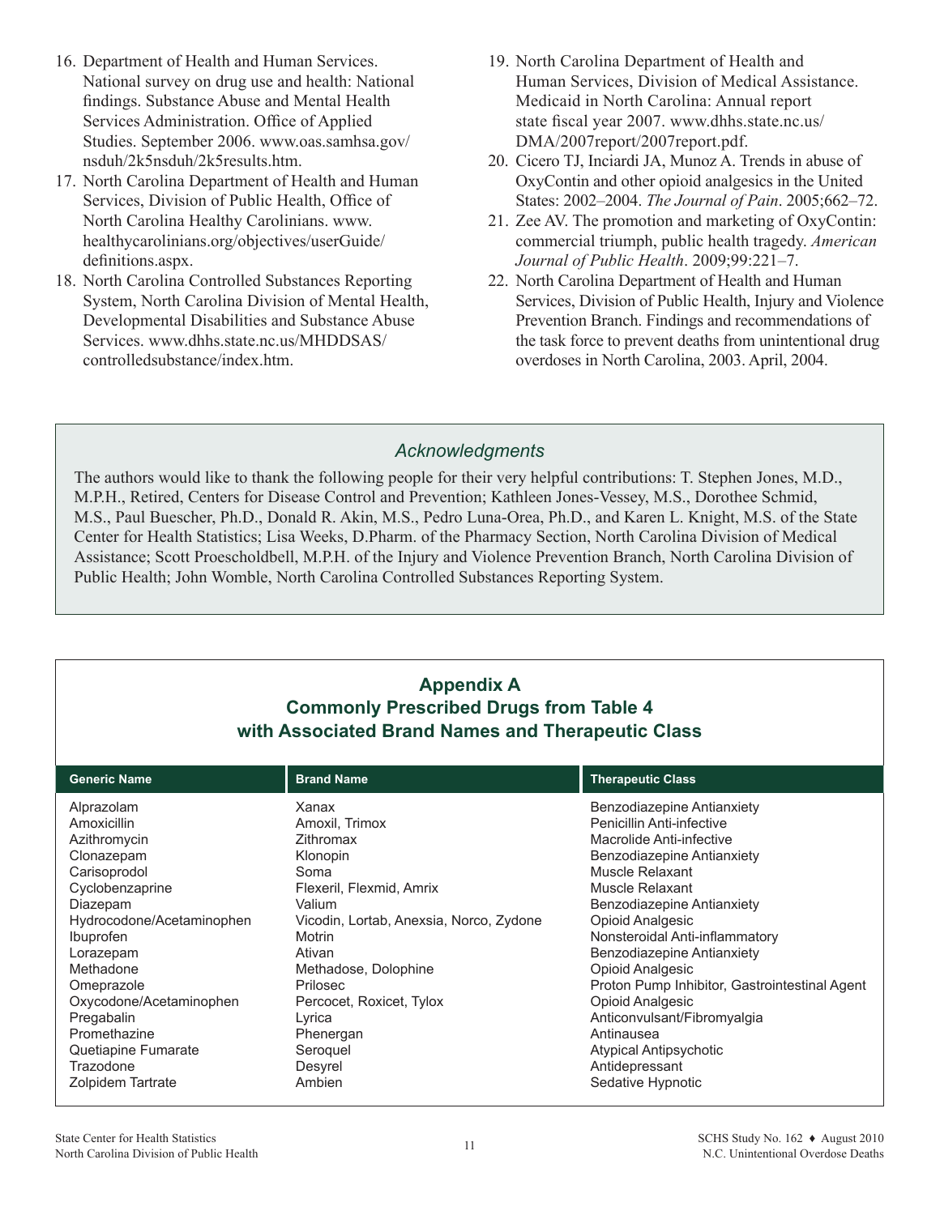16. Department of Health and Human Services. National survey on drug use and health: National findings. Substance Abuse and Mental Health Services Administration. Office of Applied Studies. September 2006. www.oas.samhsa.gov/nsduh/2k5nsduh/2k5results.htm.
17. North Carolina Department of Health and Human Services, Division of Public Health, Office of North Carolina Healthy Carolinians. www.healthycarolinians.org/objectives/userGuide/definitions.aspx.
18. North Carolina Controlled Substances Reporting System, North Carolina Division of Mental Health, Developmental Disabilities and Substance Abuse Services. www.dhhs.state.nc.us/MHDDSAS/controlledsubstance/index.htm.
19. North Carolina Department of Health and Human Services, Division of Medical Assistance. Medicaid in North Carolina: Annual report state fiscal year 2007. www.dhhs.state.nc.us/DMA/2007report/2007report.pdf.
20. Cicero TJ, Inciardi JA, Munoz A. Trends in abuse of OxyContin and other opioid analgesics in the United States: 2002–2004. *The Journal of Pain*. 2005;662–72.
21. Zee AV. The promotion and marketing of OxyContin: commercial triumph, public health tragedy. *American Journal of Public Health*. 2009;99:221–7.
22. North Carolina Department of Health and Human Services, Division of Public Health, Injury and Violence Prevention Branch. Findings and recommendations of the task force to prevent deaths from unintentional drug overdoses in North Carolina, 2003. April, 2004.

## *Acknowledgments*

The authors would like to thank the following people for their very helpful contributions: T. Stephen Jones, M.D., M.P.H., Retired, Centers for Disease Control and Prevention; Kathleen Jones-Vessey, M.S., Dorothee Schmid, M.S., Paul Buescher, Ph.D., Donald R. Akin, M.S., Pedro Luna-Orea, Ph.D., and Karen L. Knight, M.S. of the State Center for Health Statistics; Lisa Weeks, D.Pharm. of the Pharmacy Section, North Carolina Division of Medical Assistance; Scott Proescholdbell, M.P.H. of the Injury and Violence Prevention Branch, North Carolina Division of Public Health; John Womble, North Carolina Controlled Substances Reporting System.

## Appendix A
## Commonly Prescribed Drugs from Table 4 with Associated Brand Names and Therapeutic Class

| Generic Name | Brand Name | Therapeutic Class |
|---|---|---|
| Alprazolam | Xanax | Benzodiazepine Antianxiety |
| Amoxicillin | Amoxil, Trimox | Penicillin Anti-infective |
| Azithromycin | Zithromax | Macrolide Anti-infective |
| Clonazepam | Klonopin | Benzodiazepine Antianxiety |
| Carisoprodol | Soma | Muscle Relaxant |
| Cyclobenzaprine | Flexeril, Flexmid, Amrix | Muscle Relaxant |
| Diazepam | Valium | Benzodiazepine Antianxiety |
| Hydrocodone/Acetaminophen | Vicodin, Lortab, Anexsia, Norco, Zydone | Opioid Analgesic |
| Ibuprofen | Motrin | Nonsteroidal Anti-inflammatory |
| Lorazepam | Ativan | Benzodiazepine Antianxiety |
| Methadone | Methadose, Dolophine | Opioid Analgesic |
| Omeprazole | Prilosec | Proton Pump Inhibitor, Gastrointestinal Agent |
| Oxycodone/Acetaminophen | Percocet, Roxicet, Tylox | Opioid Analgesic |
| Pregabalin | Lyrica | Anticonvulsant/Fibromyalgia |
| Promethazine | Phenergan | Antinausea |
| Quetiapine Fumarate | Seroquel | Atypical Antipsychotic |
| Trazodone | Desyrel | Antidepressant |
| Zolpidem Tartrate | Ambien | Sedative Hypnotic |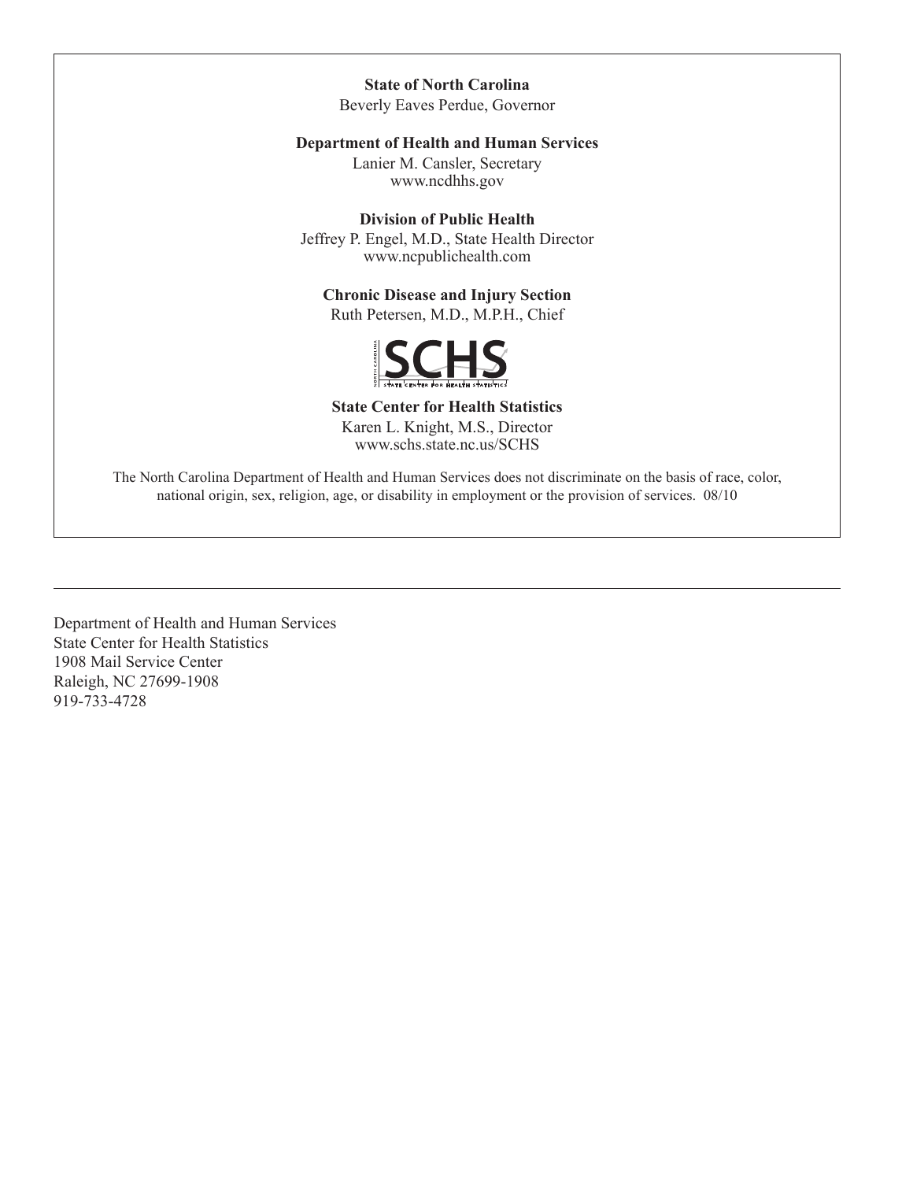**State of North Carolina**

Beverly Eaves Perdue, Governor

**Department of Health and Human Services**

Lanier M. Cansler, Secretary

www.ncdhhs.gov

**Division of Public Health**

Jeffrey P. Engel, M.D., State Health Director

www.ncpublichealth.com

**Chronic Disease and Injury Section**

Ruth Petersen, M.D., M.P.H., Chief

SCHS

NORTH CAROLINA

STATE CENTER FOR HEALTH STATISTICS

**State Center for Health Statistics**

Karen L. Knight, M.S., Director

www.schs.state.nc.us/SCHS

The North Carolina Department of Health and Human Services does not discriminate on the basis of race, color, national origin, sex, religion, age, or disability in employment or the provision of services. 08/10

---

Department of Health and Human Services
State Center for Health Statistics
1908 Mail Service Center
Raleigh, NC 27699-1908
919-733-4728